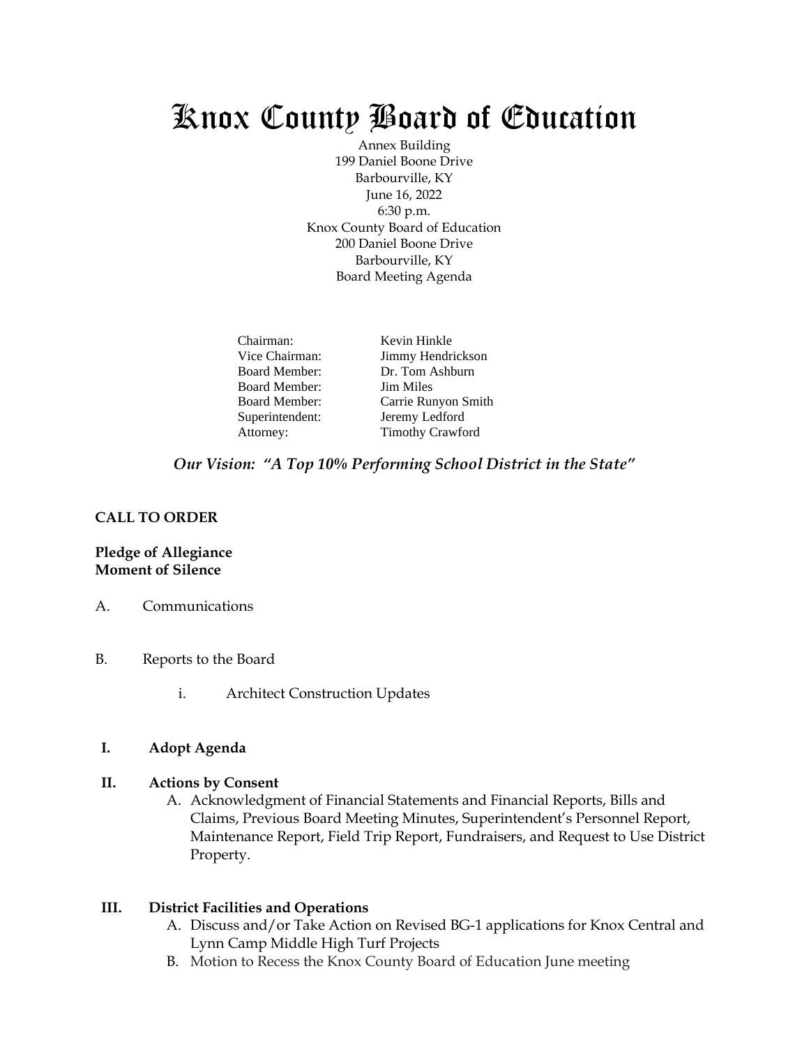# Knox County Board of Education

Annex Building
199 Daniel Boone Drive
Barbourville, KY
June 16, 2022
6:30 p.m.
Knox County Board of Education
200 Daniel Boone Drive
Barbourville, KY
Board Meeting Agenda

| | |
|---|---|
| Chairman: | Kevin Hinkle |
| Vice Chairman: | Jimmy Hendrickson |
| Board Member: | Dr. Tom Ashburn |
| Board Member: | Jim Miles |
| Board Member: | Carrie Runyon Smith |
| Superintendent: | Jeremy Ledford |
| Attorney: | Timothy Crawford |

***Our Vision: "A Top 10% Performing School District in the State"***

**CALL TO ORDER**

**Pledge of Allegiance**
**Moment of Silence**

A. Communications

B. Reports to the Board

   i. Architect Construction Updates

**I. Adopt Agenda**

**II. Actions by Consent**

A. Acknowledgment of Financial Statements and Financial Reports, Bills and Claims, Previous Board Meeting Minutes, Superintendent's Personnel Report, Maintenance Report, Field Trip Report, Fundraisers, and Request to Use District Property.

**III. District Facilities and Operations**

A. Discuss and/or Take Action on Revised BG-1 applications for Knox Central and Lynn Camp Middle High Turf Projects
B. Motion to Recess the Knox County Board of Education June meeting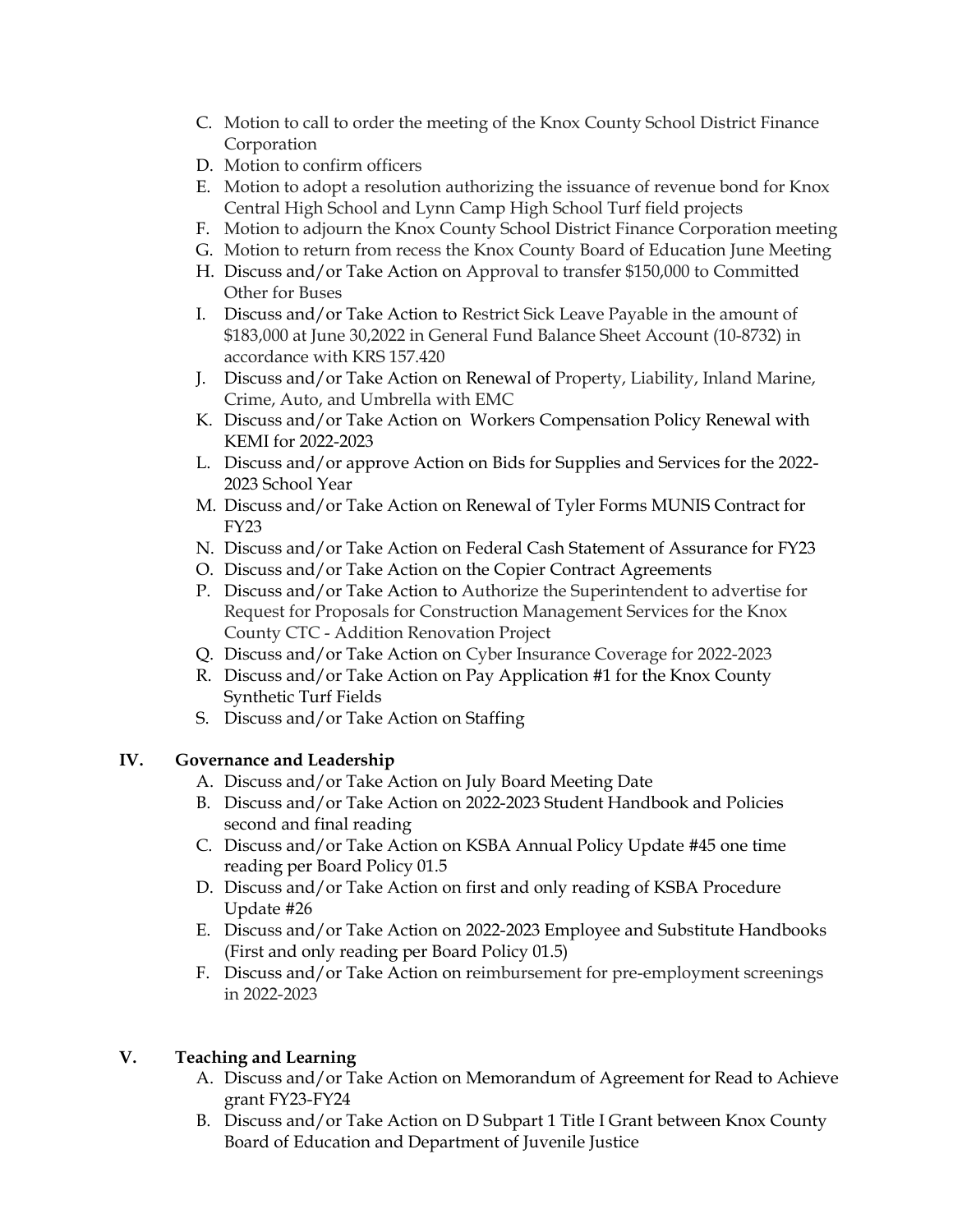C. Motion to call to order the meeting of the Knox County School District Finance Corporation
D. Motion to confirm officers
E. Motion to adopt a resolution authorizing the issuance of revenue bond for Knox Central High School and Lynn Camp High School Turf field projects
F. Motion to adjourn the Knox County School District Finance Corporation meeting
G. Motion to return from recess the Knox County Board of Education June Meeting
H. Discuss and/or Take Action on Approval to transfer $150,000 to Committed Other for Buses
I. Discuss and/or Take Action to Restrict Sick Leave Payable in the amount of $183,000 at June 30,2022 in General Fund Balance Sheet Account (10-8732) in accordance with KRS 157.420
J. Discuss and/or Take Action on Renewal of Property, Liability, Inland Marine, Crime, Auto, and Umbrella with EMC
K. Discuss and/or Take Action on Workers Compensation Policy Renewal with KEMI for 2022-2023
L. Discuss and/or approve Action on Bids for Supplies and Services for the 2022-2023 School Year
M. Discuss and/or Take Action on Renewal of Tyler Forms MUNIS Contract for FY23
N. Discuss and/or Take Action on Federal Cash Statement of Assurance for FY23
O. Discuss and/or Take Action on the Copier Contract Agreements
P. Discuss and/or Take Action to Authorize the Superintendent to advertise for Request for Proposals for Construction Management Services for the Knox County CTC - Addition Renovation Project
Q. Discuss and/or Take Action on Cyber Insurance Coverage for 2022-2023
R. Discuss and/or Take Action on Pay Application #1 for the Knox County Synthetic Turf Fields
S. Discuss and/or Take Action on Staffing

## IV. Governance and Leadership

A. Discuss and/or Take Action on July Board Meeting Date
B. Discuss and/or Take Action on 2022-2023 Student Handbook and Policies second and final reading
C. Discuss and/or Take Action on KSBA Annual Policy Update #45 one time reading per Board Policy 01.5
D. Discuss and/or Take Action on first and only reading of KSBA Procedure Update #26
E. Discuss and/or Take Action on 2022-2023 Employee and Substitute Handbooks (First and only reading per Board Policy 01.5)
F. Discuss and/or Take Action on reimbursement for pre-employment screenings in 2022-2023

## V. Teaching and Learning

A. Discuss and/or Take Action on Memorandum of Agreement for Read to Achieve grant FY23-FY24
B. Discuss and/or Take Action on D Subpart 1 Title I Grant between Knox County Board of Education and Department of Juvenile Justice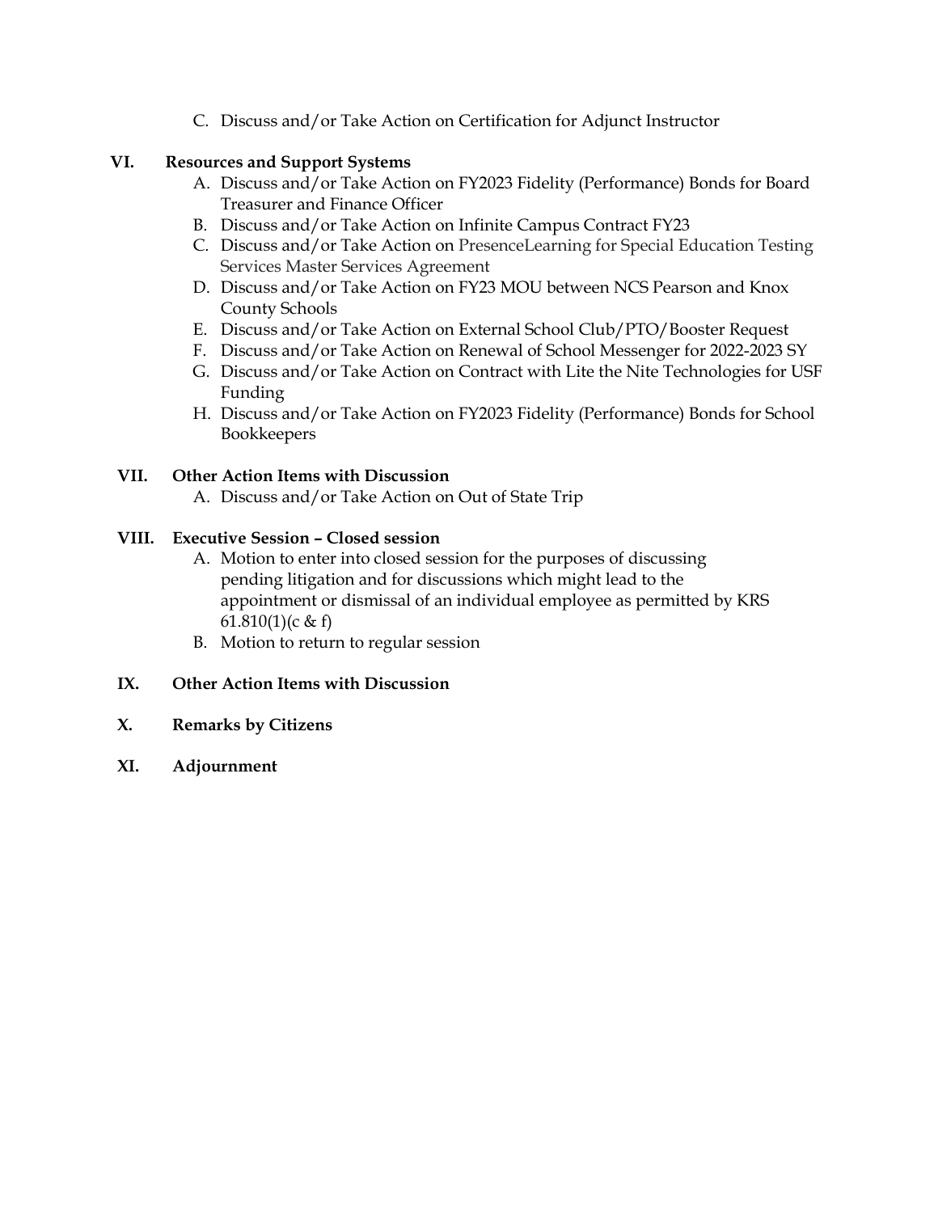C. Discuss and/or Take Action on Certification for Adjunct Instructor

**VI. Resources and Support Systems**

A. Discuss and/or Take Action on FY2023 Fidelity (Performance) Bonds for Board Treasurer and Finance Officer
B. Discuss and/or Take Action on Infinite Campus Contract FY23
C. Discuss and/or Take Action on PresenceLearning for Special Education Testing Services Master Services Agreement
D. Discuss and/or Take Action on FY23 MOU between NCS Pearson and Knox County Schools
E. Discuss and/or Take Action on External School Club/PTO/Booster Request
F. Discuss and/or Take Action on Renewal of School Messenger for 2022-2023 SY
G. Discuss and/or Take Action on Contract with Lite the Nite Technologies for USF Funding
H. Discuss and/or Take Action on FY2023 Fidelity (Performance) Bonds for School Bookkeepers

**VII. Other Action Items with Discussion**

A. Discuss and/or Take Action on Out of State Trip

**VIII. Executive Session – Closed session**

A. Motion to enter into closed session for the purposes of discussing pending litigation and for discussions which might lead to the appointment or dismissal of an individual employee as permitted by KRS 61.810(1)(c & f)
B. Motion to return to regular session

**IX. Other Action Items with Discussion**

**X. Remarks by Citizens**

**XI. Adjournment**